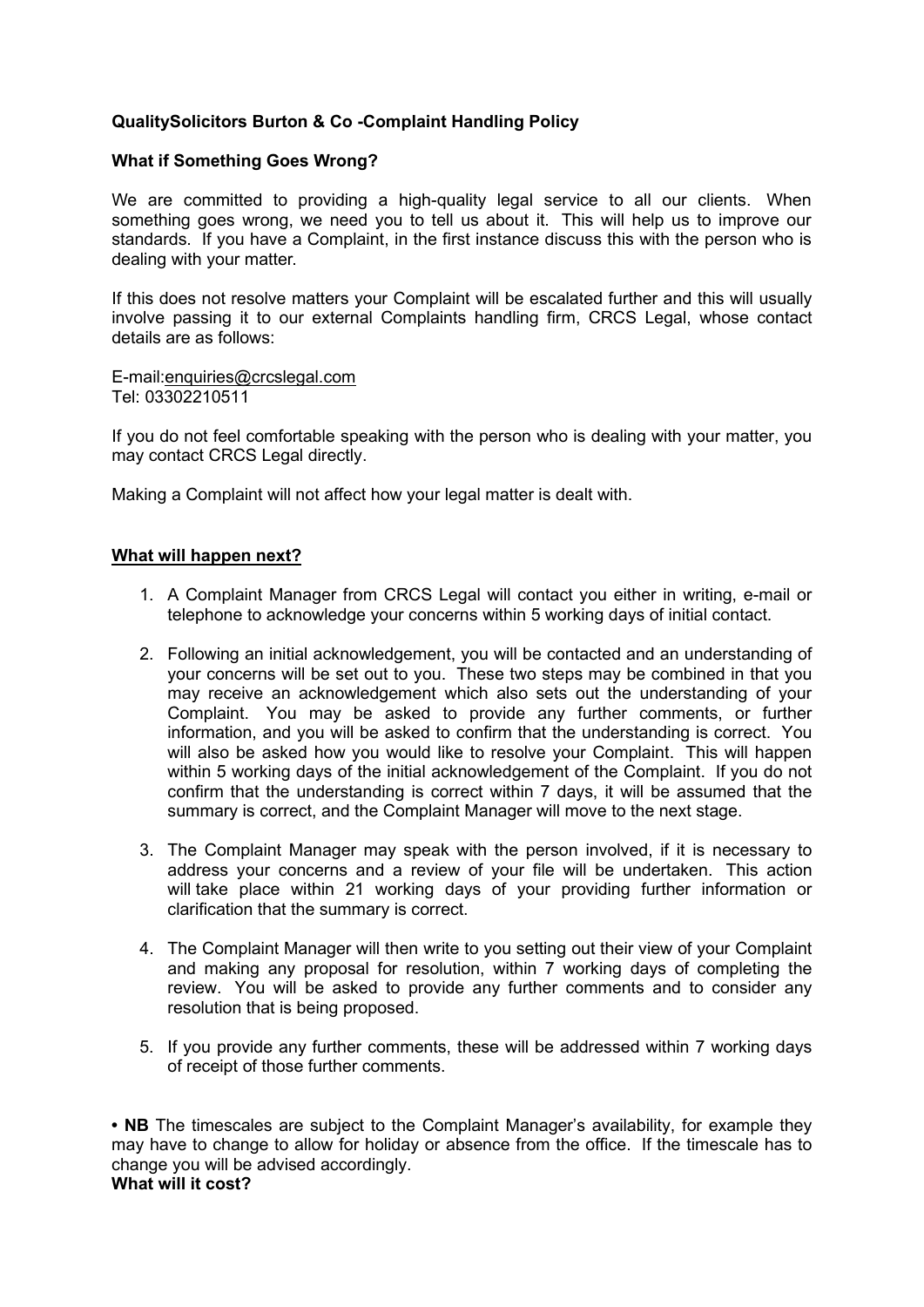**QualitySolicitors Burton & Co -Complaint Handling Policy**

**What if Something Goes Wrong?**

We are committed to providing a high-quality legal service to all our clients. When something goes wrong, we need you to tell us about it. This will help us to improve our standards. If you have a Complaint, in the first instance discuss this with the person who is dealing with your matter.

If this does not resolve matters your Complaint will be escalated further and this will usually involve passing it to our external Complaints handling firm, CRCS Legal, whose contact details are as follows:

E-mail:enquiries@crcslegal.com
Tel: 03302210511

If you do not feel comfortable speaking with the person who is dealing with your matter, you may contact CRCS Legal directly.

Making a Complaint will not affect how your legal matter is dealt with.

**What will happen next?**

1. A Complaint Manager from CRCS Legal will contact you either in writing, e-mail or telephone to acknowledge your concerns within 5 working days of initial contact.

2. Following an initial acknowledgement, you will be contacted and an understanding of your concerns will be set out to you. These two steps may be combined in that you may receive an acknowledgement which also sets out the understanding of your Complaint. You may be asked to provide any further comments, or further information, and you will be asked to confirm that the understanding is correct. You will also be asked how you would like to resolve your Complaint. This will happen within 5 working days of the initial acknowledgement of the Complaint. If you do not confirm that the understanding is correct within 7 days, it will be assumed that the summary is correct, and the Complaint Manager will move to the next stage.

3. The Complaint Manager may speak with the person involved, if it is necessary to address your concerns and a review of your file will be undertaken. This action will take place within 21 working days of your providing further information or clarification that the summary is correct.

4. The Complaint Manager will then write to you setting out their view of your Complaint and making any proposal for resolution, within 7 working days of completing the review. You will be asked to provide any further comments and to consider any resolution that is being proposed.

5. If you provide any further comments, these will be addressed within 7 working days of receipt of those further comments.

• **NB** The timescales are subject to the Complaint Manager's availability, for example they may have to change to allow for holiday or absence from the office. If the timescale has to change you will be advised accordingly.

**What will it cost?**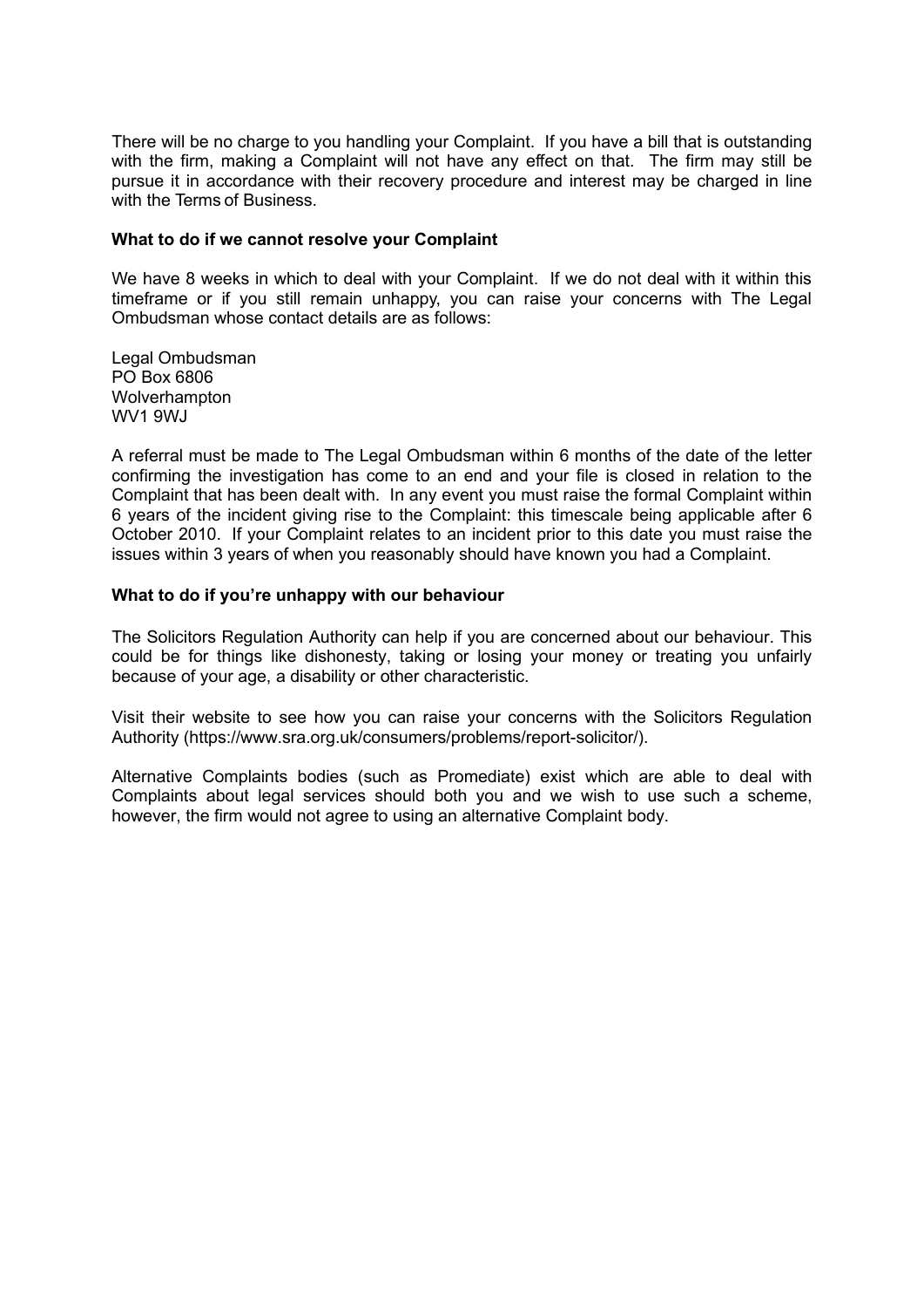There will be no charge to you handling your Complaint. If you have a bill that is outstanding with the firm, making a Complaint will not have any effect on that. The firm may still be pursue it in accordance with their recovery procedure and interest may be charged in line with the Terms of Business.

**What to do if we cannot resolve your Complaint**

We have 8 weeks in which to deal with your Complaint. If we do not deal with it within this timeframe or if you still remain unhappy, you can raise your concerns with The Legal Ombudsman whose contact details are as follows:

Legal Ombudsman
PO Box 6806
Wolverhampton
WV1 9WJ

A referral must be made to The Legal Ombudsman within 6 months of the date of the letter confirming the investigation has come to an end and your file is closed in relation to the Complaint that has been dealt with. In any event you must raise the formal Complaint within 6 years of the incident giving rise to the Complaint: this timescale being applicable after 6 October 2010. If your Complaint relates to an incident prior to this date you must raise the issues within 3 years of when you reasonably should have known you had a Complaint.

**What to do if you're unhappy with our behaviour**

The Solicitors Regulation Authority can help if you are concerned about our behaviour. This could be for things like dishonesty, taking or losing your money or treating you unfairly because of your age, a disability or other characteristic.

Visit their website to see how you can raise your concerns with the Solicitors Regulation Authority (https://www.sra.org.uk/consumers/problems/report-solicitor/).

Alternative Complaints bodies (such as Promediate) exist which are able to deal with Complaints about legal services should both you and we wish to use such a scheme, however, the firm would not agree to using an alternative Complaint body.